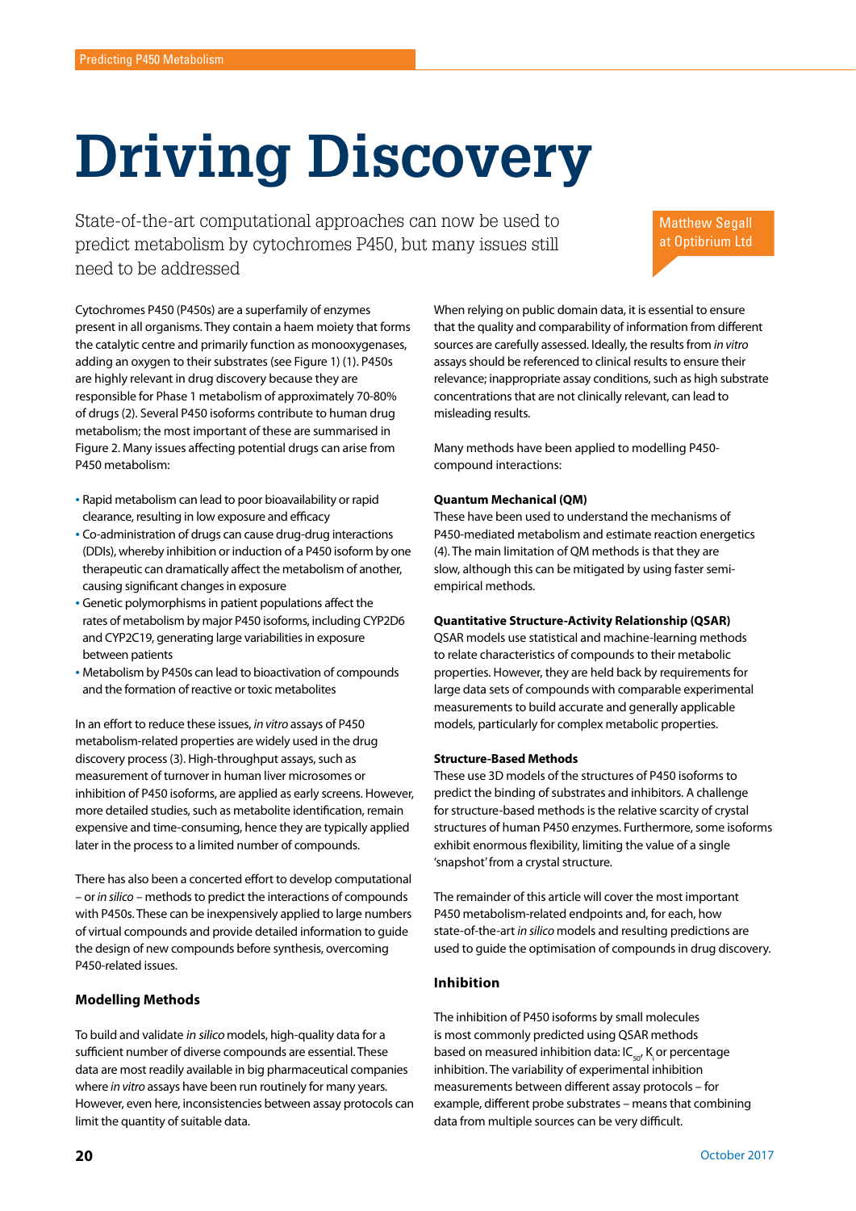# Driving Discovery

State-of-the-art computational approaches can now be used to predict metabolism by cytochromes P450, but many issues still need to be addressed

Matthew Segall at Optibrium Ltd

Cytochromes P450 (P450s) are a superfamily of enzymes present in all organisms. They contain a haem moiety that forms the catalytic centre and primarily function as monooxygenases, adding an oxygen to their substrates (see Figure 1) (1). P450s are highly relevant in drug discovery because they are responsible for Phase 1 metabolism of approximately 70-80% of drugs (2). Several P450 isoforms contribute to human drug metabolism; the most important of these are summarised in Figure 2. Many issues affecting potential drugs can arise from P450 metabolism:

- Rapid metabolism can lead to poor bioavailability or rapid clearance, resulting in low exposure and efficacy
- Co-administration of drugs can cause drug-drug interactions (DDIs), whereby inhibition or induction of a P450 isoform by one therapeutic can dramatically affect the metabolism of another, causing significant changes in exposure
- Genetic polymorphisms in patient populations affect the rates of metabolism by major P450 isoforms, including CYP2D6 and CYP2C19, generating large variabilities in exposure between patients
- Metabolism by P450s can lead to bioactivation of compounds and the formation of reactive or toxic metabolites

In an effort to reduce these issues, *in vitro* assays of P450 metabolism-related properties are widely used in the drug discovery process (3). High-throughput assays, such as measurement of turnover in human liver microsomes or inhibition of P450 isoforms, are applied as early screens. However, more detailed studies, such as metabolite identification, remain expensive and time-consuming, hence they are typically applied later in the process to a limited number of compounds.

There has also been a concerted effort to develop computational – or *in silico* – methods to predict the interactions of compounds with P450s. These can be inexpensively applied to large numbers of virtual compounds and provide detailed information to guide the design of new compounds before synthesis, overcoming P450-related issues.

## Modelling Methods

To build and validate *in silico* models, high-quality data for a sufficient number of diverse compounds are essential. These data are most readily available in big pharmaceutical companies where *in vitro* assays have been run routinely for many years. However, even here, inconsistencies between assay protocols can limit the quantity of suitable data.

When relying on public domain data, it is essential to ensure that the quality and comparability of information from different sources are carefully assessed. Ideally, the results from *in vitro* assays should be referenced to clinical results to ensure their relevance; inappropriate assay conditions, such as high substrate concentrations that are not clinically relevant, can lead to misleading results.

Many methods have been applied to modelling P450-compound interactions:

**Quantum Mechanical (QM)**
These have been used to understand the mechanisms of P450-mediated metabolism and estimate reaction energetics (4). The main limitation of QM methods is that they are slow, although this can be mitigated by using faster semi-empirical methods.

**Quantitative Structure-Activity Relationship (QSAR)**
QSAR models use statistical and machine-learning methods to relate characteristics of compounds to their metabolic properties. However, they are held back by requirements for large data sets of compounds with comparable experimental measurements to build accurate and generally applicable models, particularly for complex metabolic properties.

**Structure-Based Methods**
These use 3D models of the structures of P450 isoforms to predict the binding of substrates and inhibitors. A challenge for structure-based methods is the relative scarcity of crystal structures of human P450 enzymes. Furthermore, some isoforms exhibit enormous flexibility, limiting the value of a single 'snapshot' from a crystal structure.

The remainder of this article will cover the most important P450 metabolism-related endpoints and, for each, how state-of-the-art *in silico* models and resulting predictions are used to guide the optimisation of compounds in drug discovery.

## Inhibition

The inhibition of P450 isoforms by small molecules is most commonly predicted using QSAR methods based on measured inhibition data: $IC_{50}$, $K_i$ or percentage inhibition. The variability of experimental inhibition measurements between different assay protocols – for example, different probe substrates – means that combining data from multiple sources can be very difficult.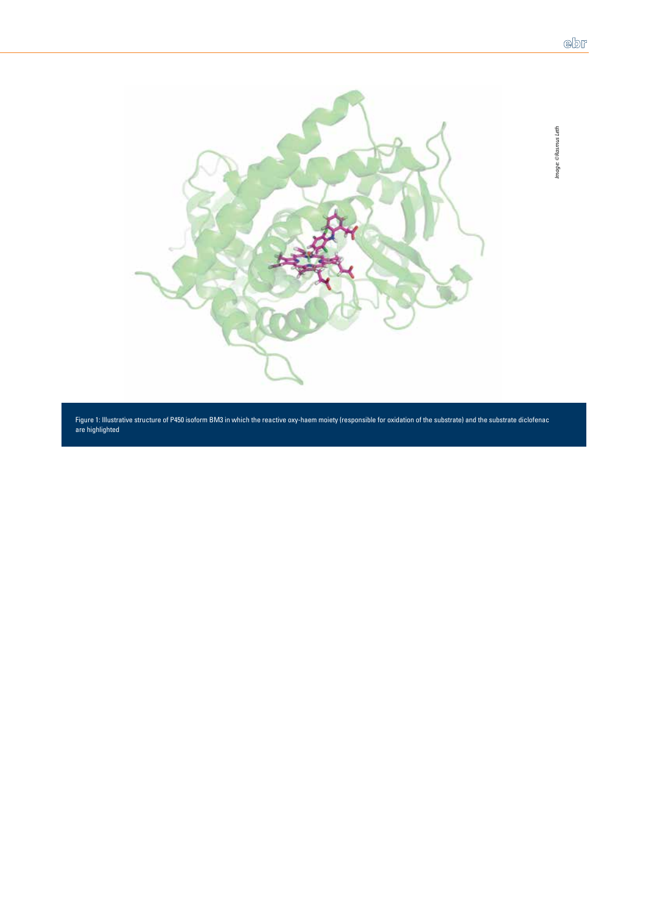Figure 1: Illustrative structure of P450 isoform BM3 in which the reactive oxy-haem moiety (responsible for oxidation of the substrate) and the substrate diclofenac are highlighted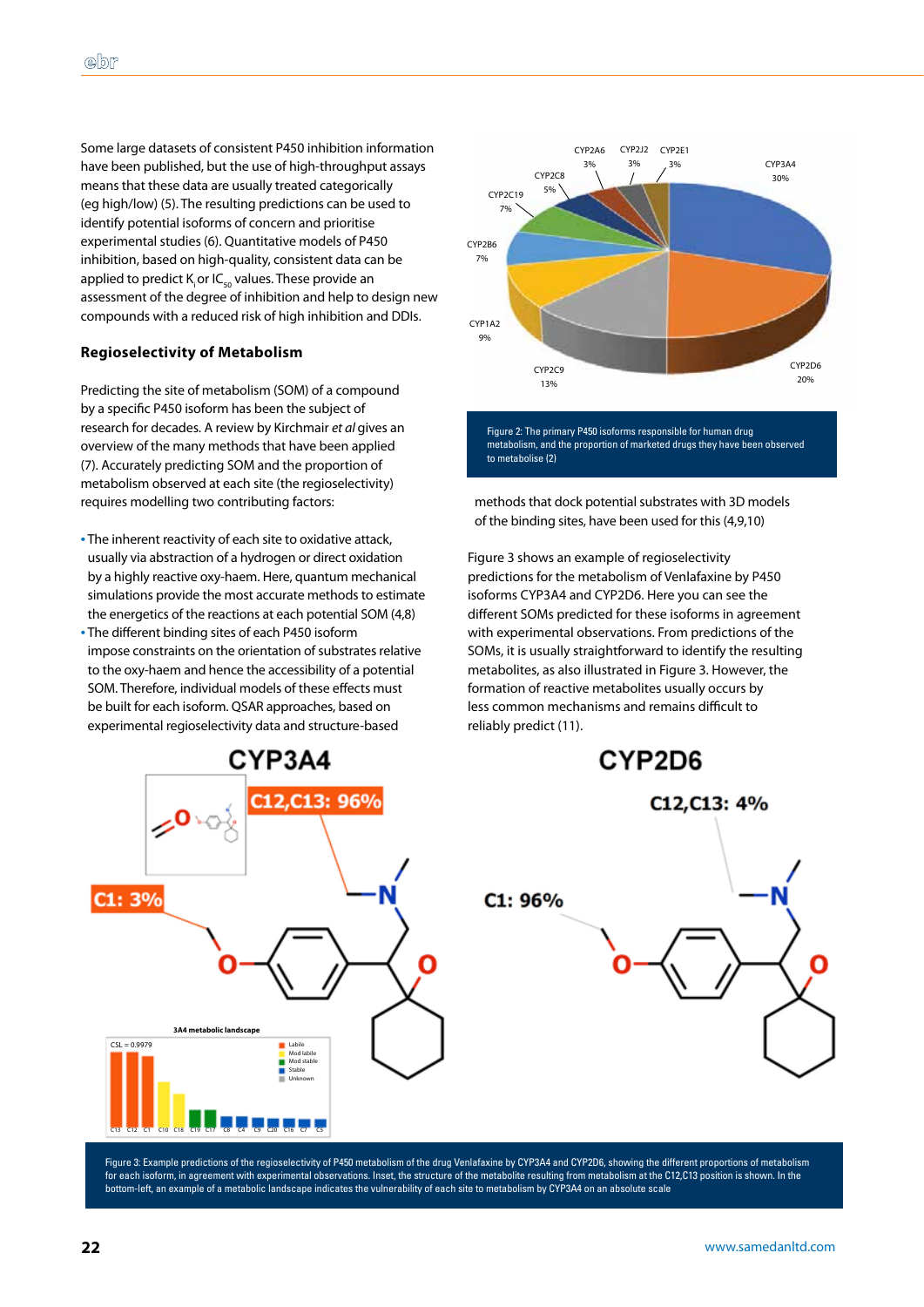Some large datasets of consistent P450 inhibition information have been published, but the use of high-throughput assays means that these data are usually treated categorically (eg high/low) (5). The resulting predictions can be used to identify potential isoforms of concern and prioritise experimental studies (6). Quantitative models of P450 inhibition, based on high-quality, consistent data can be applied to predict $K_i$ or $IC_{50}$ values. These provide an assessment of the degree of inhibition and help to design new compounds with a reduced risk of high inhibition and DDIs.

### Regioselectivity of Metabolism

Predicting the site of metabolism (SOM) of a compound by a specific P450 isoform has been the subject of research for decades. A review by Kirchmair *et al* gives an overview of the many methods that have been applied (7). Accurately predicting SOM and the proportion of metabolism observed at each site (the regioselectivity) requires modelling two contributing factors:

- The inherent reactivity of each site to oxidative attack, usually via abstraction of a hydrogen or direct oxidation by a highly reactive oxy-haem. Here, quantum mechanical simulations provide the most accurate methods to estimate the energetics of the reactions at each potential SOM (4,8)
- The different binding sites of each P450 isoform impose constraints on the orientation of substrates relative to the oxy-haem and hence the accessibility of a potential SOM. Therefore, individual models of these effects must be built for each isoform. QSAR approaches, based on experimental regioselectivity data and structure-based methods that dock potential substrates with 3D models of the binding sites, have been used for this (4,9,10)

Figure 2: The primary P450 isoforms responsible for human drug metabolism, and the proportion of marketed drugs they have been observed to metabolise (2)

Figure 3 shows an example of regioselectivity predictions for the metabolism of Venlafaxine by P450 isoforms CYP3A4 and CYP2D6. Here you can see the different SOMs predicted for these isoforms in agreement with experimental observations. From predictions of the SOMs, it is usually straightforward to identify the resulting metabolites, as also illustrated in Figure 3. However, the formation of reactive metabolites usually occurs by less common mechanisms and remains difficult to reliably predict (11).

Figure 3: Example predictions of the regioselectivity of P450 metabolism of the drug Venlafaxine by CYP3A4 and CYP2D6, showing the different proportions of metabolism for each isoform, in agreement with experimental observations. Inset, the structure of the metabolite resulting from metabolism at the C12,C13 position is shown. In the bottom-left, an example of a metabolic landscape indicates the vulnerability of each site to metabolism by CYP3A4 on an absolute scale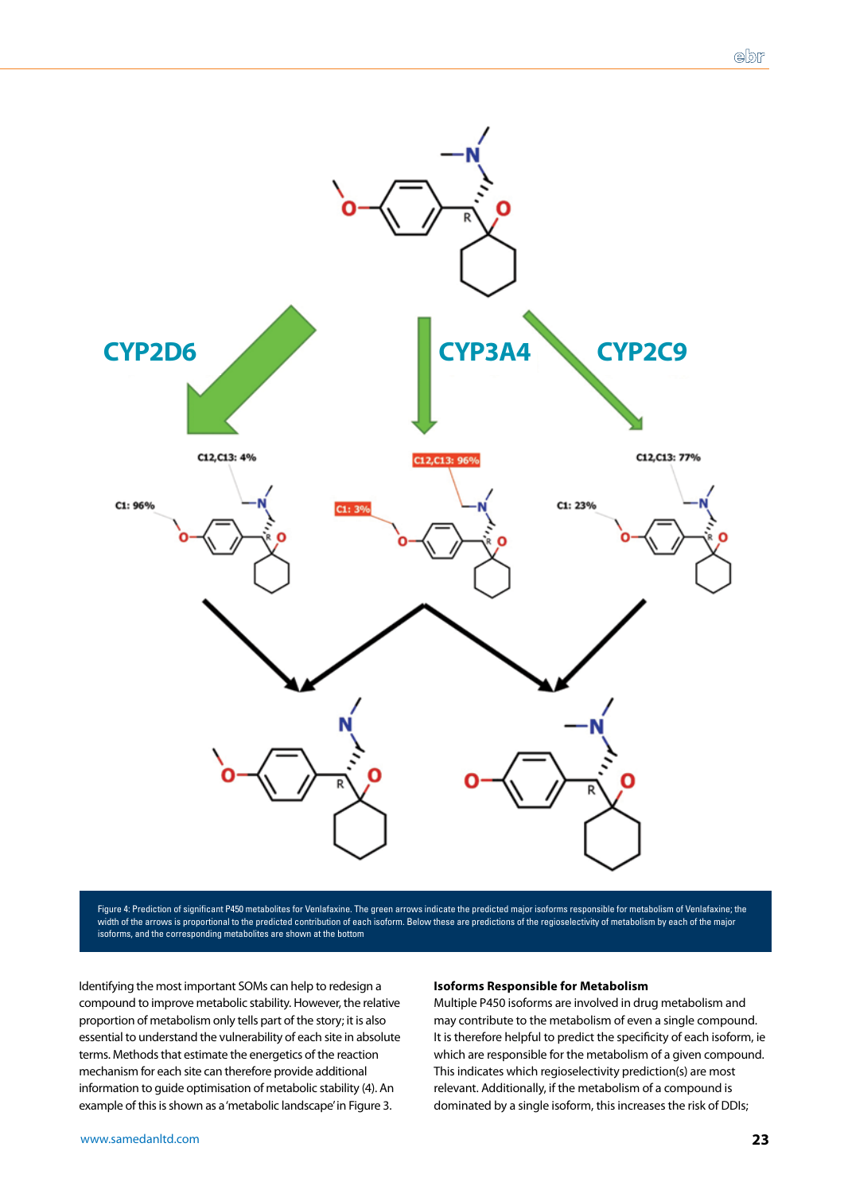Figure 4: Prediction of significant P450 metabolites for Venlafaxine. The green arrows indicate the predicted major isoforms responsible for metabolism of Venlafaxine; the width of the arrows is proportional to the predicted contribution of each isoform. Below these are predictions of the regioselectivity of metabolism by each of the major isoforms, and the corresponding metabolites are shown at the bottom

Identifying the most important SOMs can help to redesign a compound to improve metabolic stability. However, the relative proportion of metabolism only tells part of the story; it is also essential to understand the vulnerability of each site in absolute terms. Methods that estimate the energetics of the reaction mechanism for each site can therefore provide additional information to guide optimisation of metabolic stability (4). An example of this is shown as a 'metabolic landscape' in Figure 3.

**Isoforms Responsible for Metabolism**

Multiple P450 isoforms are involved in drug metabolism and may contribute to the metabolism of even a single compound. It is therefore helpful to predict the specificity of each isoform, ie which are responsible for the metabolism of a given compound. This indicates which regioselectivity prediction(s) are most relevant. Additionally, if the metabolism of a compound is dominated by a single isoform, this increases the risk of DDIs;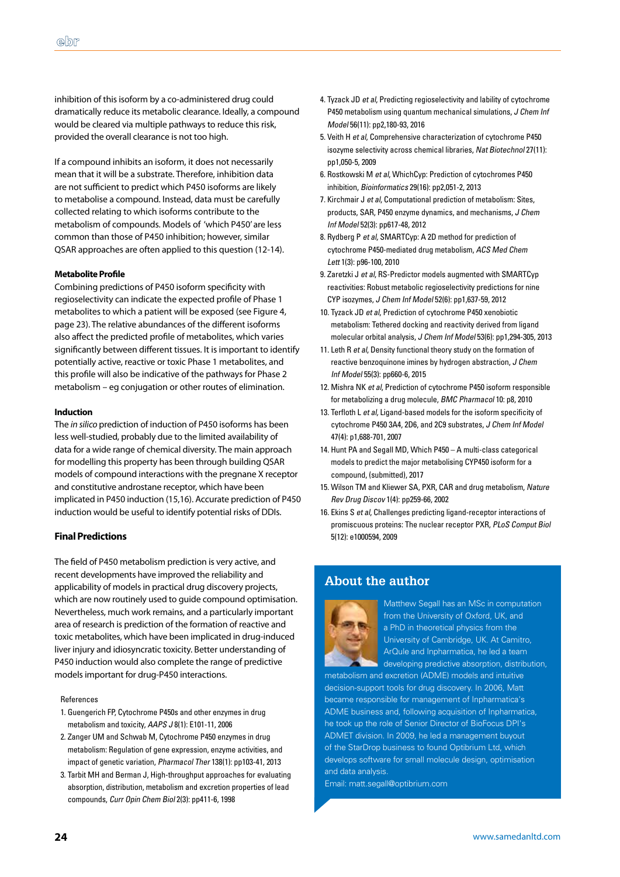inhibition of this isoform by a co-administered drug could dramatically reduce its metabolic clearance. Ideally, a compound would be cleared via multiple pathways to reduce this risk, provided the overall clearance is not too high.

If a compound inhibits an isoform, it does not necessarily mean that it will be a substrate. Therefore, inhibition data are not sufficient to predict which P450 isoforms are likely to metabolise a compound. Instead, data must be carefully collected relating to which isoforms contribute to the metabolism of compounds. Models of 'which P450' are less common than those of P450 inhibition; however, similar QSAR approaches are often applied to this question (12-14).

#### Metabolite Profile

Combining predictions of P450 isoform specificity with regioselectivity can indicate the expected profile of Phase 1 metabolites to which a patient will be exposed (see Figure 4, page 23). The relative abundances of the different isoforms also affect the predicted profile of metabolites, which varies significantly between different tissues. It is important to identify potentially active, reactive or toxic Phase 1 metabolites, and this profile will also be indicative of the pathways for Phase 2 metabolism – eg conjugation or other routes of elimination.

#### Induction

The *in silico* prediction of induction of P450 isoforms has been less well-studied, probably due to the limited availability of data for a wide range of chemical diversity. The main approach for modelling this property has been through building QSAR models of compound interactions with the pregnane X receptor and constitutive androstane receptor, which have been implicated in P450 induction (15,16). Accurate prediction of P450 induction would be useful to identify potential risks of DDIs.

### Final Predictions

The field of P450 metabolism prediction is very active, and recent developments have improved the reliability and applicability of models in practical drug discovery projects, which are now routinely used to guide compound optimisation. Nevertheless, much work remains, and a particularly important area of research is prediction of the formation of reactive and toxic metabolites, which have been implicated in drug-induced liver injury and idiosyncratic toxicity. Better understanding of P450 induction would also complete the range of predictive models important for drug-P450 interactions.

References

1. Guengerich FP, Cytochrome P450s and other enzymes in drug metabolism and toxicity, *AAPS J* 8(1): E101-11, 2006
2. Zanger UM and Schwab M, Cytochrome P450 enzymes in drug metabolism: Regulation of gene expression, enzyme activities, and impact of genetic variation, *Pharmacol Ther* 138(1): pp103-41, 2013
3. Tarbit MH and Berman J, High-throughput approaches for evaluating absorption, distribution, metabolism and excretion properties of lead compounds, *Curr Opin Chem Biol* 2(3): pp411-6, 1998
4. Tyzack JD *et al*, Predicting regioselectivity and lability of cytochrome P450 metabolism using quantum mechanical simulations, *J Chem Inf Model* 56(11): pp2,180-93, 2016
5. Veith H *et al*, Comprehensive characterization of cytochrome P450 isozyme selectivity across chemical libraries, *Nat Biotechnol* 27(11): pp1,050-5, 2009
6. Rostkowski M *et al*, WhichCyp: Prediction of cytochromes P450 inhibition, *Bioinformatics* 29(16): pp2,051-2, 2013
7. Kirchmair J *et al*, Computational prediction of metabolism: Sites, products, SAR, P450 enzyme dynamics, and mechanisms, *J Chem Inf Model* 52(3): pp617-48, 2012
8. Rydberg P *et al*, SMARTCyp: A 2D method for prediction of cytochrome P450-mediated drug metabolism, *ACS Med Chem Lett* 1(3): pp96-100, 2010
9. Zaretzki J *et al*, RS-Predictor models augmented with SMARTCyp reactivities: Robust metabolic regioselectivity predictions for nine CYP isozymes, *J Chem Inf Model* 52(6): pp1,637-59, 2012
10. Tyzack JD *et al*, Prediction of cytochrome P450 xenobiotic metabolism: Tethered docking and reactivity derived from ligand molecular orbital analysis, *J Chem Inf Model* 53(6): pp1,294-305, 2013
11. Leth R *et al*, Density functional theory study on the formation of reactive benzoquinone imines by hydrogen abstraction, *J Chem Inf Model* 55(3): pp660-6, 2015
12. Mishra NK *et al*, Prediction of cytochrome P450 isoform responsible for metabolizing a drug molecule, *BMC Pharmacol* 10: p8, 2010
13. Terfloth L *et al*, Ligand-based models for the isoform specificity of cytochrome P450 3A4, 2D6, and 2C9 substrates, *J Chem Inf Model* 47(4): p1,688-701, 2007
14. Hunt PA and Segall MD, Which P450 – A multi-class categorical models to predict the major metabolising CYP450 isoform for a compound, (submitted), 2017
15. Wilson TM and Kliewer SA, PXR, CAR and drug metabolism, *Nature Rev Drug Discov* 1(4): pp259-66, 2002
16. Ekins S *et al*, Challenges predicting ligand-receptor interactions of promiscuous proteins: The nuclear receptor PXR, *PLoS Comput Biol* 5(12): e1000594, 2009

## About the author

Matthew Segall has an MSc in computation from the University of Oxford, UK, and a PhD in theoretical physics from the University of Cambridge, UK. At Camitro, ArQule and Inpharmatica, he led a team developing predictive absorption, distribution, metabolism and excretion (ADME) models and intuitive decision-support tools for drug discovery. In 2006, Matt became responsible for management of Inpharmatica's ADME business and, following acquisition of Inpharmatica, he took up the role of Senior Director of BioFocus DPI's ADMET division. In 2009, he led a management buyout of the StarDrop business to found Optibrium Ltd, which develops software for small molecule design, optimisation and data analysis.
Email: matt.segall@optibrium.com